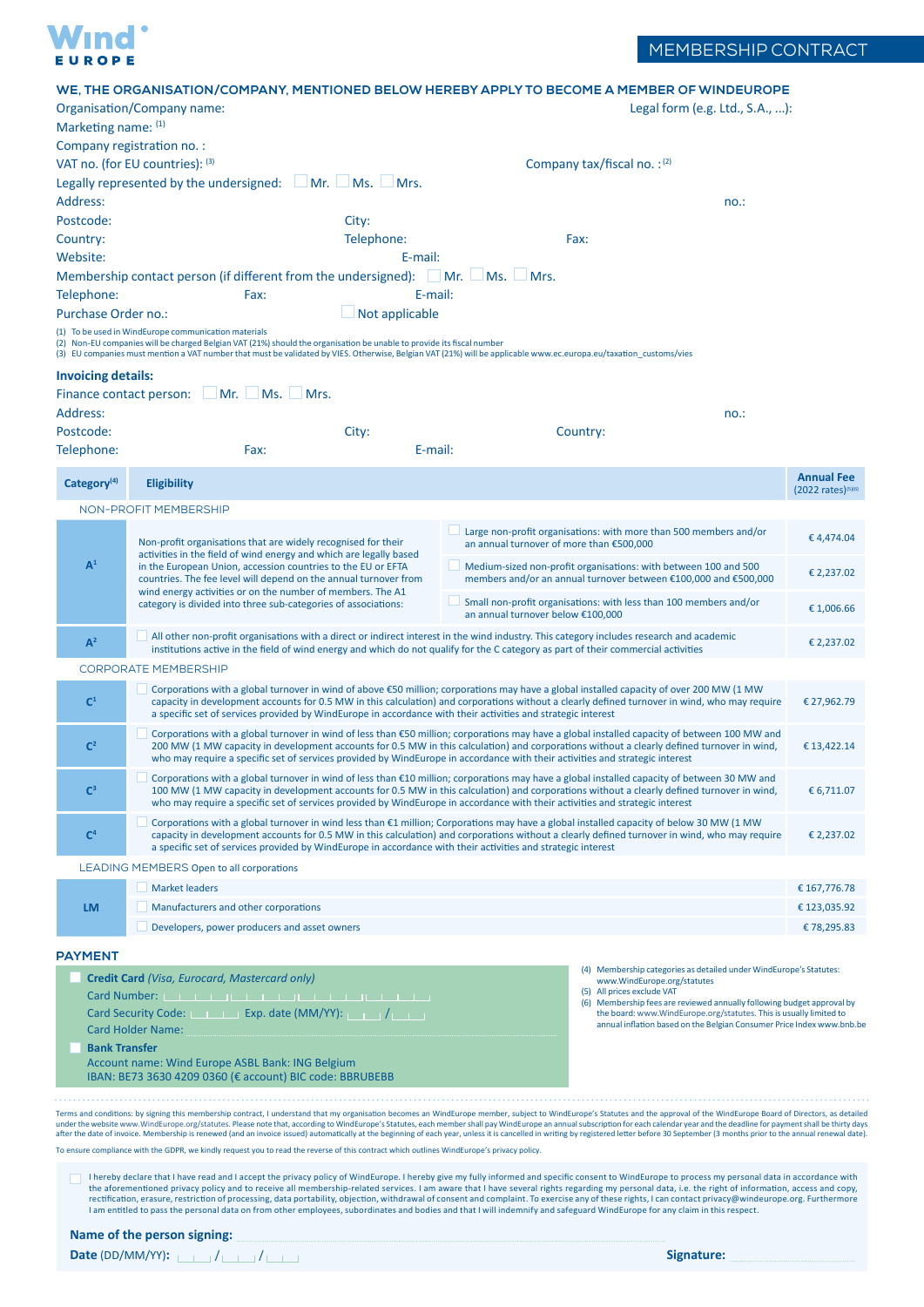WindEurope

# MEMBERSHIP CONTRACT

## WE, THE ORGANISATION/COMPANY, MENTIONED BELOW HEREBY APPLY TO BECOME A MEMBER OF WINDEUROPE

Organisation/Company name: Legal form (e.g. Ltd., S.A., ...):

Marketing name: (1)

Company registration no. :

VAT no. (for EU countries): (3) Company tax/fiscal no. : (2)

Legally represented by the undersigned: ☐ Mr. ☐ Ms. ☐ Mrs.

Address: no.:

Postcode: City:

Country: Telephone: Fax:

Website: E-mail:

Membership contact person (if different from the undersigned): ☐ Mr. ☐ Ms. ☐ Mrs.

Telephone: Fax: E-mail:

Purchase Order no.: ☐ Not applicable

(1) To be used in WindEurope communication materials
(2) Non-EU companies will be charged Belgian VAT (21%) should the organisation be unable to provide its fiscal number
(3) EU companies must mention a VAT number that must be validated by VIES. Otherwise, Belgian VAT (21%) will be applicable www.ec.europa.eu/taxation_customs/vies

### Invoicing details:

Finance contact person: ☐ Mr. ☐ Ms. ☐ Mrs.

Address: no.:

Postcode: City: Country:

Telephone: Fax: E-mail:

| Category(4) | Eligibility | | Annual Fee (2022 rates)(5)(6) |
|---|---|---|---|
| NON-PROFIT MEMBERSHIP | | | |
| A1 | Non-profit organisations that are widely recognised for their activities in the field of wind energy and which are legally based in the European Union, accession countries to the EU or EFTA countries. The fee level will depend on the annual turnover from wind energy activities or on the number of members. The A1 category is divided into three sub-categories of associations: | ☐ Large non-profit organisations: with more than 500 members and/or an annual turnover of more than €500,000 | € 4,474.04 |
| | | ☐ Medium-sized non-profit organisations: with between 100 and 500 members and/or an annual turnover between €100,000 and €500,000 | € 2,237.02 |
| | | ☐ Small non-profit organisations: with less than 100 members and/or an annual turnover below €100,000 | € 1,006.66 |
| A2 | ☐ All other non-profit organisations with a direct or indirect interest in the wind industry. This category includes research and academic institutions active in the field of wind energy and which do not qualify for the C category as part of their commercial activities | | € 2,237.02 |
| CORPORATE MEMBERSHIP | | | |
| C1 | ☐ Corporations with a global turnover in wind of above €50 million; corporations may have a global installed capacity of over 200 MW (1 MW capacity in development accounts for 0.5 MW in this calculation) and corporations without a clearly defined turnover in wind, who may require a specific set of services provided by WindEurope in accordance with their activities and strategic interest | | € 27,962.79 |
| C2 | ☐ Corporations with a global turnover in wind of less than €50 million; corporations may have a global installed capacity of between 100 MW and 200 MW (1 MW capacity in development accounts for 0.5 MW in this calculation) and corporations without a clearly defined turnover in wind, who may require a specific set of services provided by WindEurope in accordance with their activities and strategic interest | | € 13,422.14 |
| C3 | ☐ Corporations with a global turnover in wind of less than €10 million; corporations may have a global installed capacity of between 30 MW and 100 MW (1 MW capacity in development accounts for 0.5 MW in this calculation) and corporations without a clearly defined turnover in wind, who may require a specific set of services provided by WindEurope in accordance with their activities and strategic interest | | € 6,711.07 |
| C4 | ☐ Corporations with a global turnover in wind less than €1 million; Corporations may have a global installed capacity of below 30 MW (1 MW capacity in development accounts for 0.5 MW in this calculation) and corporations without a clearly defined turnover in wind, who may require a specific set of services provided by WindEurope in accordance with their activities and strategic interest | | € 2,237.02 |
| LEADING MEMBERS Open to all corporations | | | |
| LM | ☐ Market leaders | | € 167,776.78 |
| | ☐ Manufacturers and other corporations | | € 123,035.92 |
| | ☐ Developers, power producers and asset owners | | € 78,295.83 |

## PAYMENT

☐ **Credit Card** *(Visa, Eurocard, Mastercard only)*

Card Number:

Card Security Code: Exp. date (MM/YY): /

Card Holder Name:

☐ **Bank Transfer**

Account name: Wind Europe ASBL Bank: ING Belgium
IBAN: BE73 3630 4209 0360 (€ account) BIC code: BBRUBEBB

(4) Membership categories as detailed under WindEurope's Statutes: www.WindEurope.org/statutes
(5) All prices exclude VAT
(6) Membership fees are reviewed annually following budget approval by the board: www.WindEurope.org/statutes. This is usually limited to annual inflation based on the Belgian Consumer Price Index www.bnb.be

Terms and conditions: by signing this membership contract, I understand that my organisation becomes an WindEurope member, subject to WindEurope's Statutes and the approval of the WindEurope Board of Directors, as detailed under the website www.WindEurope.org/statutes. Please note that, according to WindEurope's Statutes, each member shall pay WindEurope an annual subscription for each calendar year and the deadline for payment shall be thirty days after the date of invoice. Membership is renewed (and an invoice issued) automatically at the beginning of each year, unless it is cancelled in writing by registered letter before 30 September (3 months prior to the annual renewal date).

To ensure compliance with the GDPR, we kindly request you to read the reverse of this contract which outlines WindEurope's privacy policy.

☐ I hereby declare that I have read and I accept the privacy policy of WindEurope. I hereby give my fully informed and specific consent to WindEurope to process my personal data in accordance with the aforementioned privacy policy and to receive all membership-related services. I am aware that I have several rights regarding my personal data, i.e. the right of information, access and copy, rectification, erasure, restriction of processing, data portability, objection, withdrawal of consent and complaint. To exercise any of these rights, I can contact privacy@windeurope.org. Furthermore I am entitled to pass the personal data on from other employees, subordinates and bodies and that I will indemnify and safeguard WindEurope for any claim in this respect.

**Name of the person signing:**

**Date** (DD/MM/YY): / / **Signature:**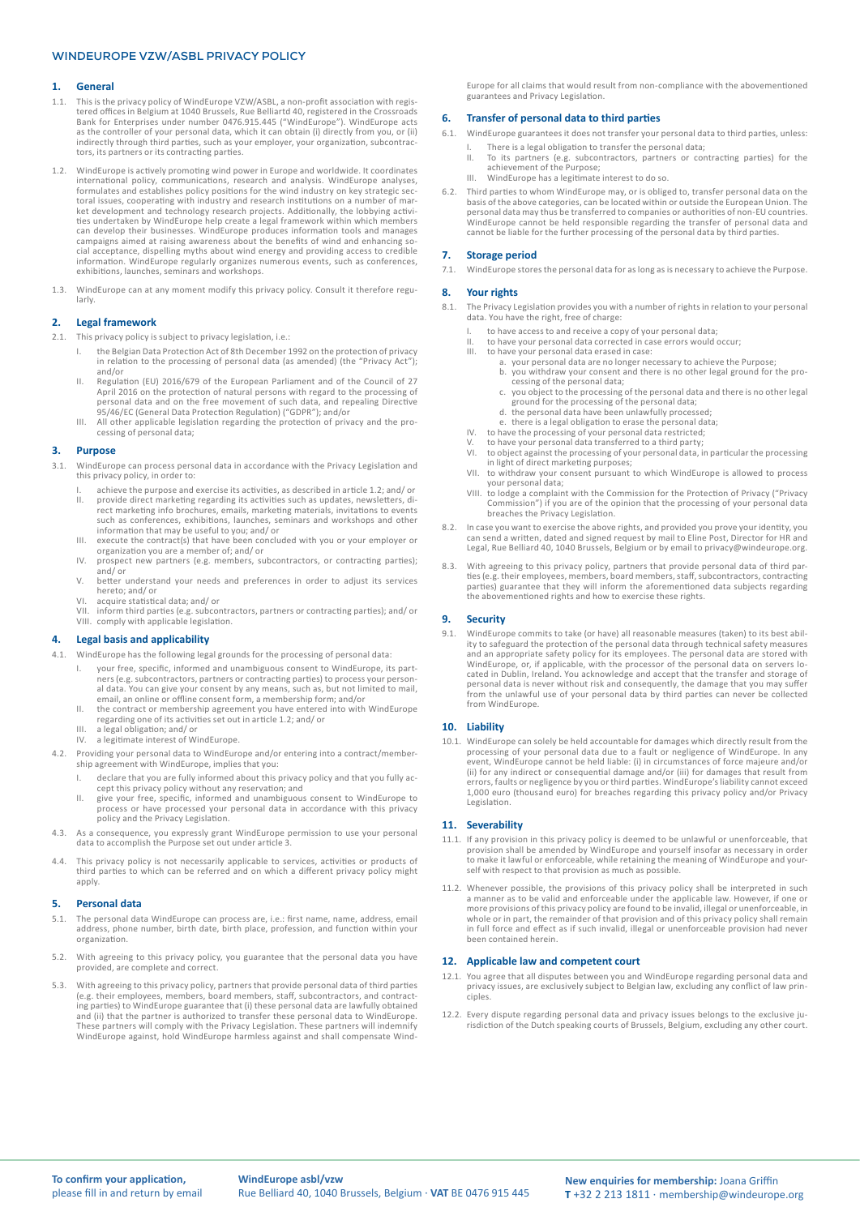# WINDEUROPE VZW/ASBL PRIVACY POLICY

## 1. General

1.1. This is the privacy policy of WindEurope VZW/ASBL, a non-profit association with registered offices in Belgium at 1040 Brussels, Rue Belliartd 40, registered in the Crossroads Bank for Enterprises under number 0476.915.445 ("WindEurope"). WindEurope acts as the controller of your personal data, which it can obtain (i) directly from you, or (ii) indirectly through third parties, such as your employer, your organization, subcontractors, its partners or its contracting parties.

1.2. WindEurope is actively promoting wind power in Europe and worldwide. It coordinates international policy, communications, research and analysis. WindEurope analyses, formulates and establishes policy positions for the wind industry on key strategic sectoral issues, cooperating with industry and research institutions on a number of market development and technology research projects. Additionally, the lobbying activities undertaken by WindEurope help create a legal framework within which members can develop their businesses. WindEurope produces information tools and manages campaigns aimed at raising awareness about the benefits of wind and enhancing social acceptance, dispelling myths about wind energy and providing access to credible information. WindEurope regularly organizes numerous events, such as conferences, exhibitions, launches, seminars and workshops.

1.3. WindEurope can at any moment modify this privacy policy. Consult it therefore regularly.

## 2. Legal framework

2.1. This privacy policy is subject to privacy legislation, i.e.:

I. the Belgian Data Protection Act of 8th December 1992 on the protection of privacy in relation to the processing of personal data (as amended) (the "Privacy Act"); and/or
II. Regulation (EU) 2016/679 of the European Parliament and of the Council of 27 April 2016 on the protection of natural persons with regard to the processing of personal data and on the free movement of such data, and repealing Directive 95/46/EC (General Data Protection Regulation) ("GDPR"); and/or
III. All other applicable legislation regarding the protection of privacy and the processing of personal data;

## 3. Purpose

3.1. WindEurope can process personal data in accordance with the Privacy Legislation and this privacy policy, in order to:

I. achieve the purpose and exercise its activities, as described in article 1.2; and/ or
II. provide direct marketing regarding its activities such as updates, newsletters, direct marketing info brochures, emails, marketing materials, invitations to events such as conferences, exhibitions, launches, seminars and workshops and other information that may be useful to you; and/ or
III. execute the contract(s) that have been concluded with you or your employer or organization you are a member of; and/ or
IV. prospect new partners (e.g. members, subcontractors, or contracting parties); and/ or
V. better understand your needs and preferences in order to adjust its services hereto; and/ or
VI. acquire statistical data; and/ or
VII. inform third parties (e.g. subcontractors, partners or contracting parties); and/ or
VIII. comply with applicable legislation.

## 4. Legal basis and applicability

4.1. WindEurope has the following legal grounds for the processing of personal data:

I. your free, specific, informed and unambiguous consent to WindEurope, its partners (e.g. subcontractors, partners or contracting parties) to process your personal data. You can give your consent by any means, such as, but not limited to mail, email, an online or offline consent form, a membership form; and/or
II. the contract or membership agreement you have entered into with WindEurope regarding one of its activities set out in article 1.2; and/ or
III. a legal obligation; and/ or
IV. a legitimate interest of WindEurope.

4.2. Providing your personal data to WindEurope and/or entering into a contract/membership agreement with WindEurope, implies that you:

I. declare that you are fully informed about this privacy policy and that you fully accept this privacy policy without any reservation; and
II. give your free, specific, informed and unambiguous consent to WindEurope to process or have processed your personal data in accordance with this privacy policy and the Privacy Legislation.

4.3. As a consequence, you expressly grant WindEurope permission to use your personal data to accomplish the Purpose set out under article 3.

4.4. This privacy policy is not necessarily applicable to services, activities or products of third parties to which can be referred and on which a different privacy policy might apply.

## 5. Personal data

5.1. The personal data WindEurope can process are, i.e.: first name, name, address, email address, phone number, birth date, birth place, profession, and function within your organization.

5.2. With agreeing to this privacy policy, you guarantee that the personal data you have provided, are complete and correct.

5.3. With agreeing to this privacy policy, partners that provide personal data of third parties (e.g. their employees, members, board members, staff, subcontractors, and contracting parties) to WindEurope guarantee that (i) these personal data are lawfully obtained and (ii) that the partner is authorized to transfer these personal data to WindEurope. These partners will comply with the Privacy Legislation. These partners will indemnify WindEurope against, hold WindEurope harmless against and shall compensate WindEurope for all claims that would result from non-compliance with the abovementioned guarantees and Privacy Legislation.

## 6. Transfer of personal data to third parties

6.1. WindEurope guarantees it does not transfer your personal data to third parties, unless:

I. There is a legal obligation to transfer the personal data;
II. To its partners (e.g. subcontractors, partners or contracting parties) for the achievement of the Purpose;
III. WindEurope has a legitimate interest to do so.

6.2. Third parties to whom WindEurope may, or is obliged to, transfer personal data on the basis of the above categories, can be located within or outside the European Union. The personal data may thus be transferred to companies or authorities of non-EU countries. WindEurope cannot be held responsible regarding the transfer of personal data and cannot be liable for the further processing of the personal data by third parties.

## 7. Storage period

7.1. WindEurope stores the personal data for as long as is necessary to achieve the Purpose.

## 8. Your rights

8.1. The Privacy Legislation provides you with a number of rights in relation to your personal data. You have the right, free of charge:

I. to have access to and receive a copy of your personal data;
II. to have your personal data corrected in case errors would occur;
III. to have your personal data erased in case:
   a. your personal data are no longer necessary to achieve the Purpose;
   b. you withdraw your consent and there is no other legal ground for the processing of the personal data;
   c. you object to the processing of the personal data and there is no other legal ground for the processing of the personal data;
   d. the personal data have been unlawfully processed;
   e. there is a legal obligation to erase the personal data;
IV. to have the processing of your personal data restricted;
V. to have your personal data transferred to a third party;
VI. to object against the processing of your personal data, in particular the processing in light of direct marketing purposes;
VII. to withdraw your consent pursuant to which WindEurope is allowed to process your personal data;
VIII. to lodge a complaint with the Commission for the Protection of Privacy ("Privacy Commission") if you are of the opinion that the processing of your personal data breaches the Privacy Legislation.

8.2. In case you want to exercise the above rights, and provided you prove your identity, you can send a written, dated and signed request by mail to Eline Post, Director for HR and Legal, Rue Belliard 40, 1040 Brussels, Belgium or by email to privacy@windeurope.org.

8.3. With agreeing to this privacy policy, partners that provide personal data of third parties (e.g. their employees, members, board members, staff, subcontractors, contracting parties) guarantee that they will inform the aforementioned data subjects regarding the abovementioned rights and how to exercise these rights.

## 9. Security

9.1. WindEurope commits to take (or have) all reasonable measures (taken) to its best ability to safeguard the protection of the personal data through technical safety measures and an appropriate safety policy for its employees. The personal data are stored with WindEurope, or, if applicable, with the processor of the personal data on servers located in Dublin, Ireland. You acknowledge and accept that the transfer and storage of personal data is never without risk and consequently, the damage that you may suffer from the unlawful use of your personal data by third parties can never be collected from WindEurope.

## 10. Liability

10.1. WindEurope can solely be held accountable for damages which directly result from the processing of your personal data due to a fault or negligence of WindEurope. In any event, WindEurope cannot be held liable: (i) in circumstances of force majeure and/or (ii) for any indirect or consequential damage and/or (iii) for damages that result from errors, faults or negligence by you or third parties. WindEurope's liability cannot exceed 1,000 euro (thousand euro) for breaches regarding this privacy policy and/or Privacy Legislation.

## 11. Severability

11.1. If any provision in this privacy policy is deemed to be unlawful or unenforceable, that provision shall be amended by WindEurope and yourself insofar as necessary in order to make it lawful or enforceable, while retaining the meaning of WindEurope and yourself with respect to that provision as much as possible.

11.2. Whenever possible, the provisions of this privacy policy shall be interpreted in such a manner as to be valid and enforceable under the applicable law. However, if one or more provisions of this privacy policy are found to be invalid, illegal or unenforceable, in whole or in part, the remainder of that provision and of this privacy policy shall remain in full force and effect as if such invalid, illegal or unenforceable provision had never been contained herein.

## 12. Applicable law and competent court

12.1. You agree that all disputes between you and WindEurope regarding personal data and privacy issues, are exclusively subject to Belgian law, excluding any conflict of law principles.

12.2. Every dispute regarding personal data and privacy issues belongs to the exclusive jurisdiction of the Dutch speaking courts of Brussels, Belgium, excluding any other court.

**To confirm your application,** please fill in and return by email

**WindEurope asbl/vzw**
Rue Belliard 40, 1040 Brussels, Belgium · **VAT** BE 0476 915 445

**New enquiries for membership:** Joana Griffin
**T** +32 2 213 1811 · membership@windeurope.org